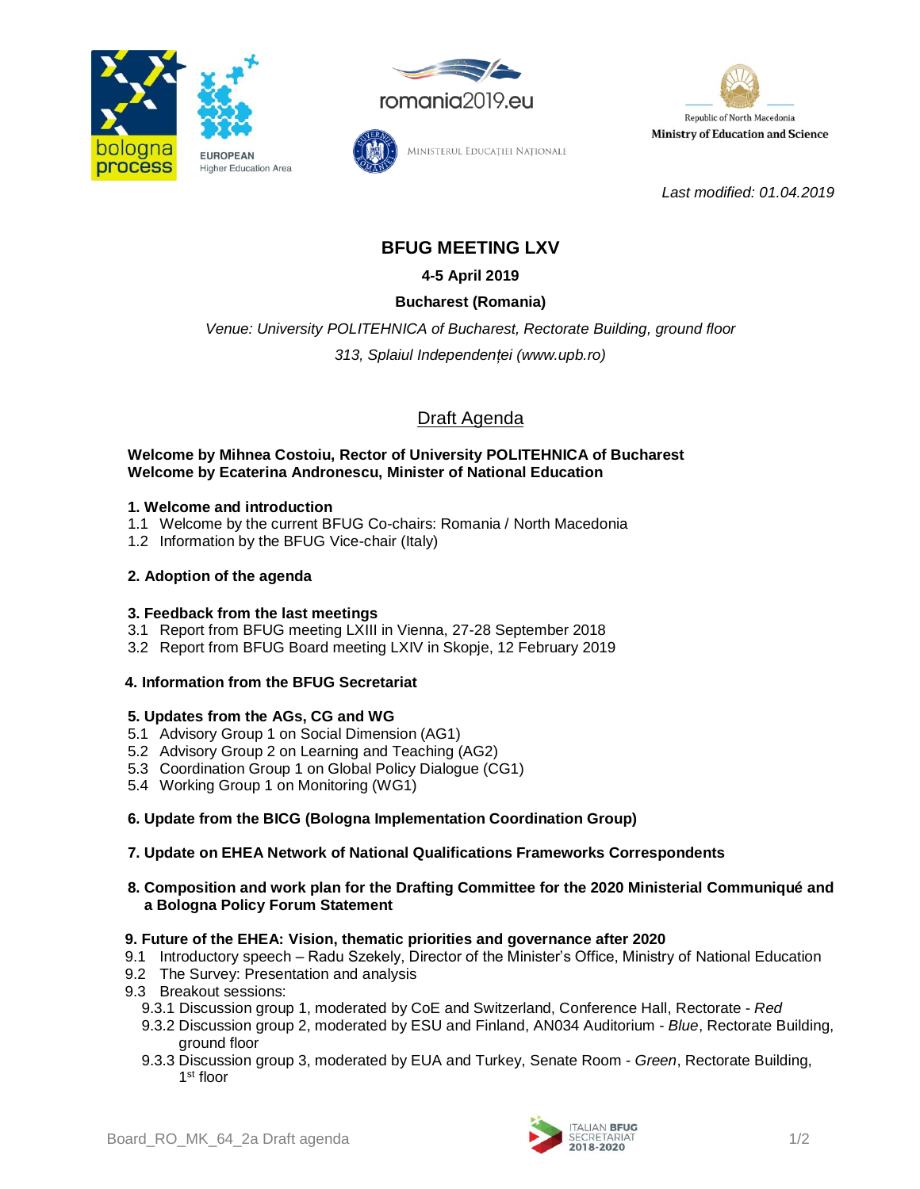bologna process

EUROPEAN Higher Education Area

romania2019.eu

MINISTERUL EDUCAȚIEI NAȚIONALE

Republic of North Macedonia
Ministry of Education and Science

*Last modified: 01.04.2019*

# BFUG MEETING LXV

**4-5 April 2019**

**Bucharest (Romania)**

*Venue: University POLITEHNICA of Bucharest, Rectorate Building, ground floor*

*313, Splaiul Independenței (www.upb.ro)*

## Draft Agenda

**Welcome by Mihnea Costoiu, Rector of University POLITEHNICA of Bucharest**
**Welcome by Ecaterina Andronescu, Minister of National Education**

**1. Welcome and introduction**
1.1 Welcome by the current BFUG Co-chairs: Romania / North Macedonia
1.2 Information by the BFUG Vice-chair (Italy)

**2. Adoption of the agenda**

**3. Feedback from the last meetings**
3.1 Report from BFUG meeting LXIII in Vienna, 27-28 September 2018
3.2 Report from BFUG Board meeting LXIV in Skopje, 12 February 2019

**4. Information from the BFUG Secretariat**

**5. Updates from the AGs, CG and WG**
5.1 Advisory Group 1 on Social Dimension (AG1)
5.2 Advisory Group 2 on Learning and Teaching (AG2)
5.3 Coordination Group 1 on Global Policy Dialogue (CG1)
5.4 Working Group 1 on Monitoring (WG1)

**6. Update from the BICG (Bologna Implementation Coordination Group)**

**7. Update on EHEA Network of National Qualifications Frameworks Correspondents**

**8. Composition and work plan for the Drafting Committee for the 2020 Ministerial Communiqué and a Bologna Policy Forum Statement**

**9. Future of the EHEA: Vision, thematic priorities and governance after 2020**
9.1 Introductory speech – Radu Szekely, Director of the Minister's Office, Ministry of National Education
9.2 The Survey: Presentation and analysis
9.3 Breakout sessions:
  9.3.1 Discussion group 1, moderated by CoE and Switzerland, Conference Hall, Rectorate - *Red*
  9.3.2 Discussion group 2, moderated by ESU and Finland, AN034 Auditorium - *Blue*, Rectorate Building, ground floor
  9.3.3 Discussion group 3, moderated by EUA and Turkey, Senate Room - *Green*, Rectorate Building, 1st floor

Board_RO_MK_64_2a Draft agenda

ITALIAN BFUG SECRETARIAT 2018-2020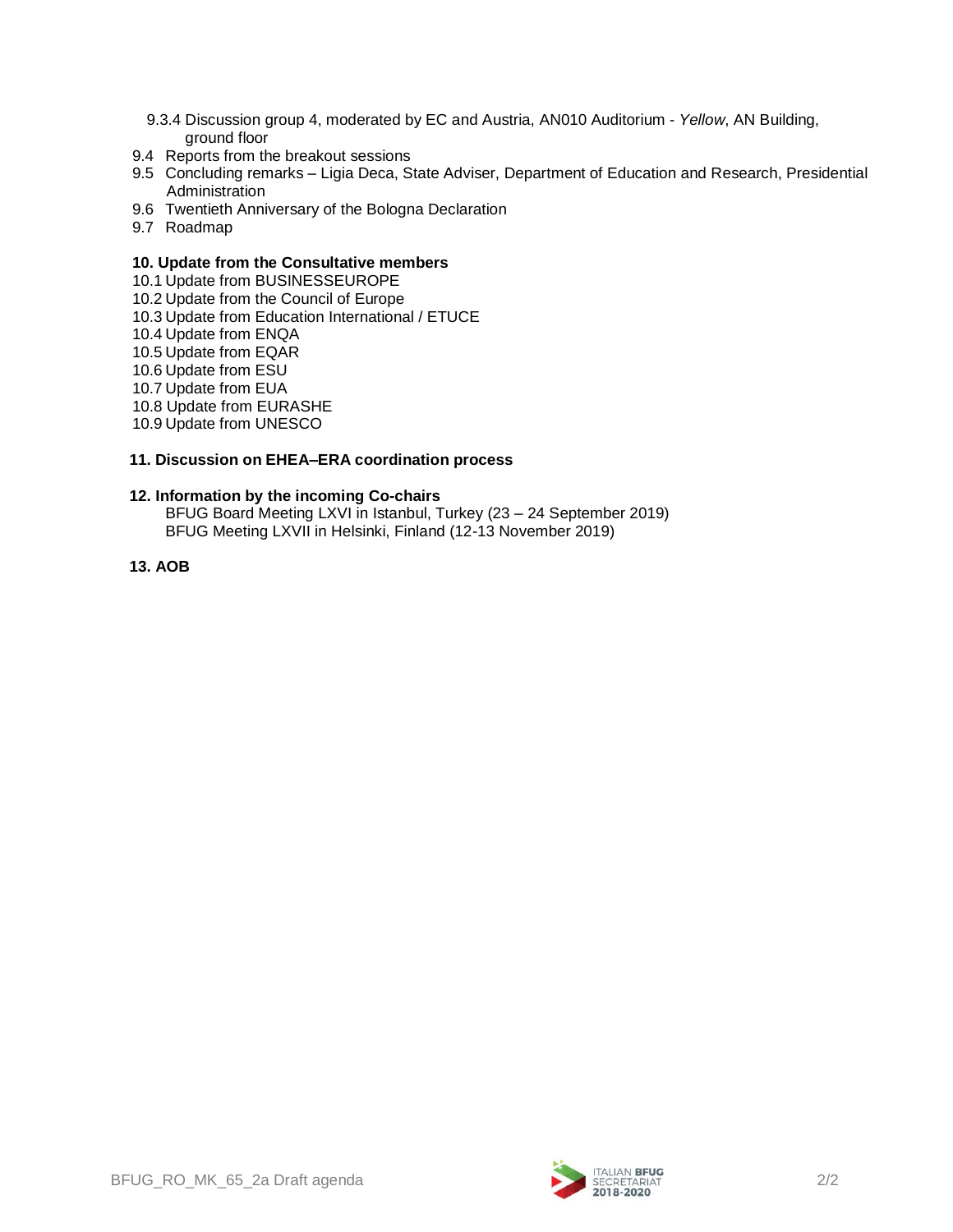- 9.3.4 Discussion group 4, moderated by EC and Austria, AN010 Auditorium - *Yellow*, AN Building, ground floor
- 9.4 Reports from the breakout sessions
- 9.5 Concluding remarks – Ligia Deca, State Adviser, Department of Education and Research, Presidential Administration
- 9.6 Twentieth Anniversary of the Bologna Declaration
- 9.7 Roadmap

**10. Update from the Consultative members**

- 10.1 Update from BUSINESSEUROPE
- 10.2 Update from the Council of Europe
- 10.3 Update from Education International / ETUCE
- 10.4 Update from ENQA
- 10.5 Update from EQAR
- 10.6 Update from ESU
- 10.7 Update from EUA
- 10.8 Update from EURASHE
- 10.9 Update from UNESCO

**11. Discussion on EHEA–ERA coordination process**

**12. Information by the incoming Co-chairs**

BFUG Board Meeting LXVI in Istanbul, Turkey (23 – 24 September 2019)
BFUG Meeting LXVII in Helsinki, Finland (12-13 November 2019)

**13. AOB**